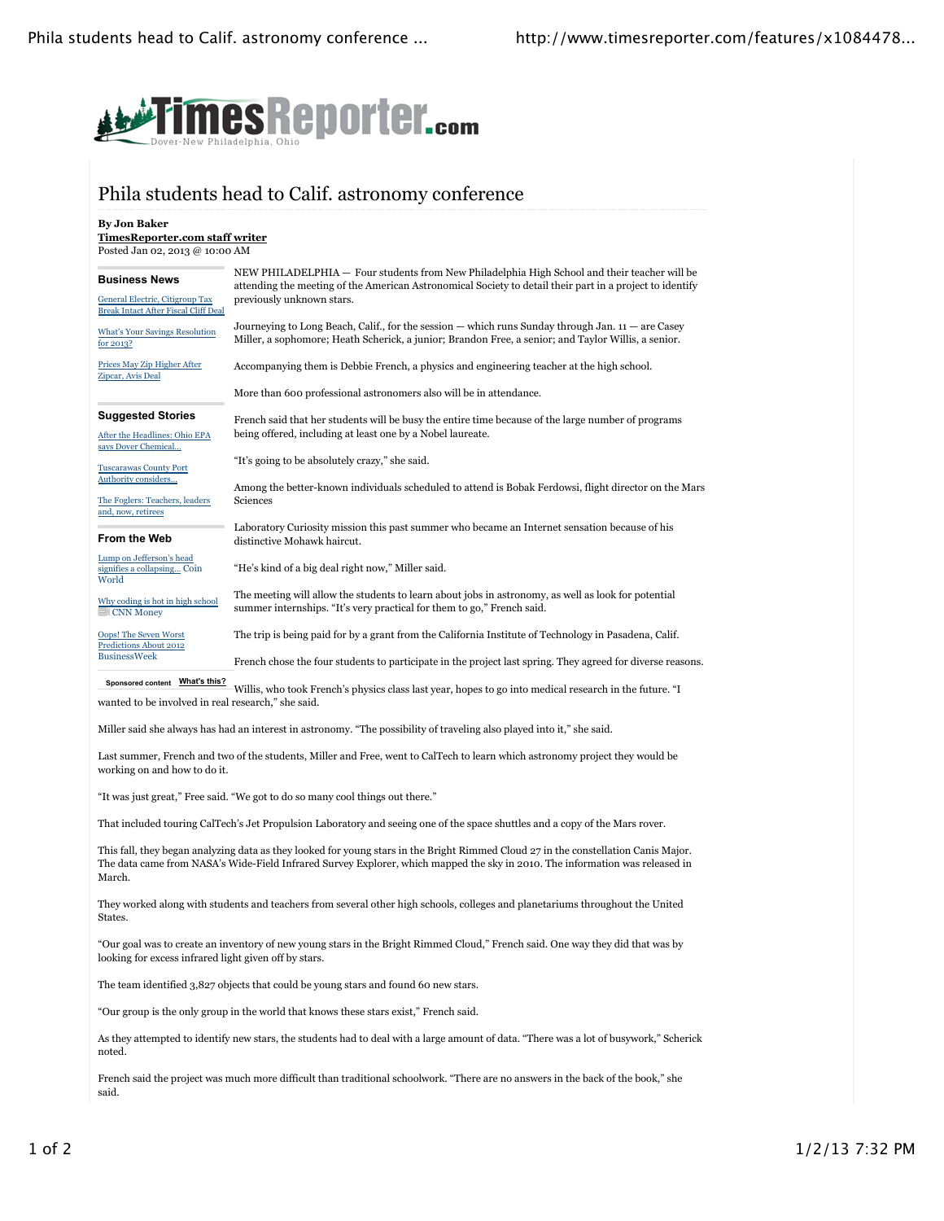# Phila students head to Calif. astronomy conference

**By Jon Baker**
**TimesReporter.com staff writer**
Posted Jan 02, 2013 @ 10:00 AM

NEW PHILADELPHIA — Four students from New Philadelphia High School and their teacher will be attending the meeting of the American Astronomical Society to detail their part in a project to identify previously unknown stars.

Journeying to Long Beach, Calif., for the session — which runs Sunday through Jan. 11 — are Casey Miller, a sophomore; Heath Scherick, a junior; Brandon Free, a senior; and Taylor Willis, a senior.

Accompanying them is Debbie French, a physics and engineering teacher at the high school.

More than 600 professional astronomers also will be in attendance.

French said that her students will be busy the entire time because of the large number of programs being offered, including at least one by a Nobel laureate.

"It's going to be absolutely crazy," she said.

Among the better-known individuals scheduled to attend is Bobak Ferdowsi, flight director on the Mars Sciences Laboratory Curiosity mission this past summer who became an Internet sensation because of his distinctive Mohawk haircut.

"He's kind of a big deal right now," Miller said.

The meeting will allow the students to learn about jobs in astronomy, as well as look for potential summer internships. "It's very practical for them to go," French said.

The trip is being paid for by a grant from the California Institute of Technology in Pasadena, Calif.

French chose the four students to participate in the project last spring. They agreed for diverse reasons.

Willis, who took French's physics class last year, hopes to go into medical research in the future. "I wanted to be involved in real research," she said.

Miller said she always has had an interest in astronomy. "The possibility of traveling also played into it," she said.

Last summer, French and two of the students, Miller and Free, went to CalTech to learn which astronomy project they would be working on and how to do it.

"It was just great," Free said. "We got to do so many cool things out there."

That included touring CalTech's Jet Propulsion Laboratory and seeing one of the space shuttles and a copy of the Mars rover.

This fall, they began analyzing data as they looked for young stars in the Bright Rimmed Cloud 27 in the constellation Canis Major. The data came from NASA's Wide-Field Infrared Survey Explorer, which mapped the sky in 2010. The information was released in March.

They worked along with students and teachers from several other high schools, colleges and planetariums throughout the United States.

"Our goal was to create an inventory of new young stars in the Bright Rimmed Cloud," French said. One way they did that was by looking for excess infrared light given off by stars.

The team identified 3,827 objects that could be young stars and found 60 new stars.

"Our group is the only group in the world that knows these stars exist," French said.

As they attempted to identify new stars, the students had to deal with a large amount of data. "There was a lot of busywork," Scherick noted.

French said the project was much more difficult than traditional schoolwork. "There are no answers in the back of the book," she said.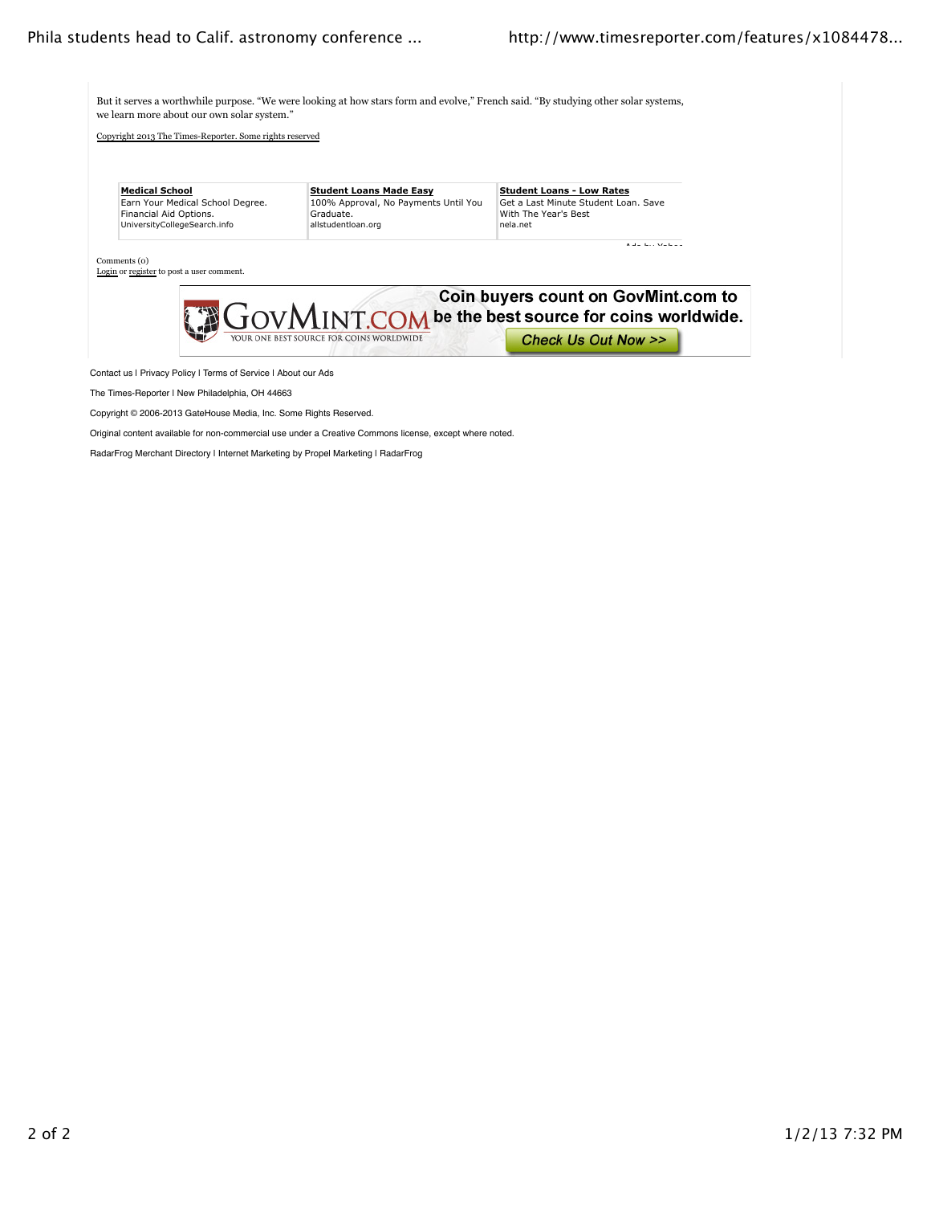But it serves a worthwhile purpose. "We were looking at how stars form and evolve," French said. "By studying other solar systems, we learn more about our own solar system."

Copyright 2013 The Times-Reporter. Some rights reserved

| **Medical School** | **Student Loans Made Easy** | **Student Loans - Low Rates** |
|---|---|---|
| Earn Your Medical School Degree. Financial Aid Options. UniversityCollegeSearch.info | 100% Approval, No Payments Until You Graduate. allstudentloan.org | Get a Last Minute Student Loan. Save With The Year's Best nela.net |

Ads by Yahoo

Comments (0)
Login or register to post a user comment.

GOVMINT.COM YOUR ONE BEST SOURCE FOR COINS WORLDWIDE
Coin buyers count on GovMint.com to be the best source for coins worldwide.
Check Us Out Now >>

Contact us I Privacy Policy I Terms of Service I About our Ads

The Times-Reporter I New Philadelphia, OH 44663

Copyright © 2006-2013 GateHouse Media, Inc. Some Rights Reserved.

Original content available for non-commercial use under a Creative Commons license, except where noted.

RadarFrog Merchant Directory I Internet Marketing by Propel Marketing I RadarFrog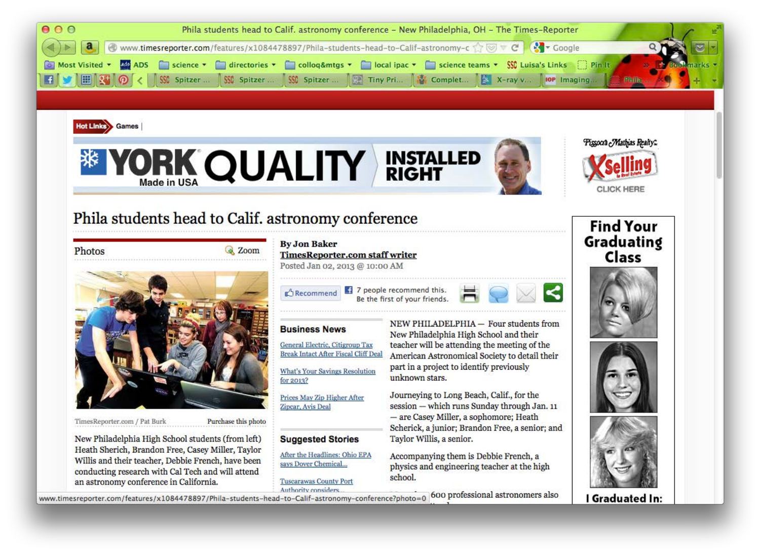# Phila students head to Calif. astronomy conference

**By Jon Baker**
**TimesReporter.com staff writer**
Posted Jan 02, 2013 @ 10:00 AM

TimesReporter.com / Pat Burk

New Philadelphia High School students (from left) Heath Sherich, Brandon Free, Casey Miller, Taylor Willis and their teacher, Debbie French, have been conducting research with Cal Tech and will attend an astronomy conference in California.

NEW PHILADELPHIA — Four students from New Philadelphia High School and their teacher will be attending the meeting of the American Astronomical Society to detail their part in a project to identify previously unknown stars.

Journeying to Long Beach, Calif., for the session — which runs Sunday through Jan. 11 — are Casey Miller, a sophomore; Heath Scherick, a junior; Brandon Free, a senior; and Taylor Willis, a senior.

Accompanying them is Debbie French, a physics and engineering teacher at the high school.

... 600 professional astronomers also